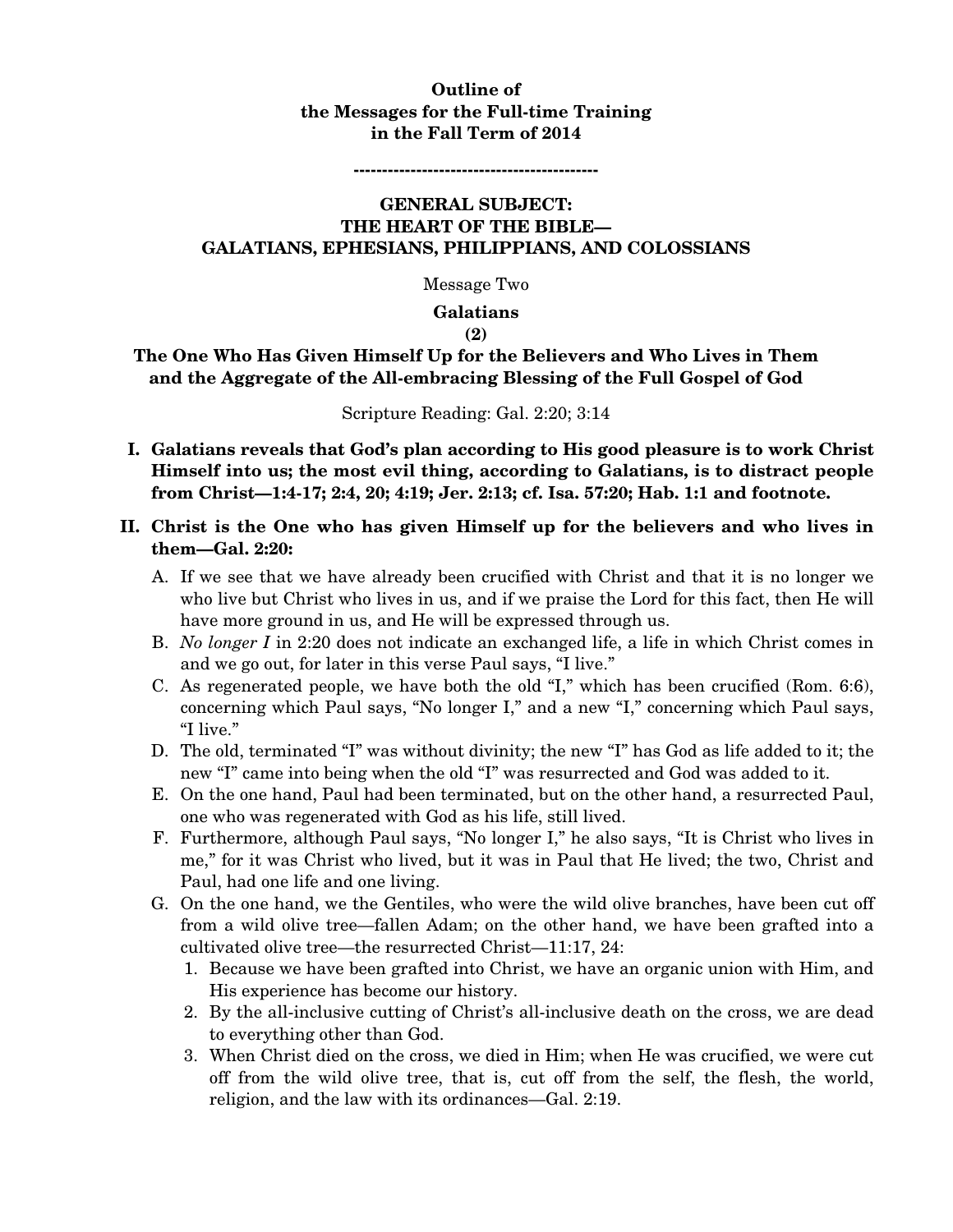**Outline of**
**the Messages for the Full-time Training**
**in the Fall Term of 2014**

-------------------------------------------

## GENERAL SUBJECT:
## THE HEART OF THE BIBLE—
## GALATIANS, EPHESIANS, PHILIPPIANS, AND COLOSSIANS

Message Two

### Galatians
### (2)
### The One Who Has Given Himself Up for the Believers and Who Lives in Them and the Aggregate of the All-embracing Blessing of the Full Gospel of God

Scripture Reading: Gal. 2:20; 3:14

**I. Galatians reveals that God's plan according to His good pleasure is to work Christ Himself into us; the most evil thing, according to Galatians, is to distract people from Christ—1:4-17; 2:4, 20; 4:19; Jer. 2:13; cf. Isa. 57:20; Hab. 1:1 and footnote.**

**II. Christ is the One who has given Himself up for the believers and who lives in them—Gal. 2:20:**

A. If we see that we have already been crucified with Christ and that it is no longer we who live but Christ who lives in us, and if we praise the Lord for this fact, then He will have more ground in us, and He will be expressed through us.

B. *No longer I* in 2:20 does not indicate an exchanged life, a life in which Christ comes in and we go out, for later in this verse Paul says, "I live."

C. As regenerated people, we have both the old "I," which has been crucified (Rom. 6:6), concerning which Paul says, "No longer I," and a new "I," concerning which Paul says, "I live."

D. The old, terminated "I" was without divinity; the new "I" has God as life added to it; the new "I" came into being when the old "I" was resurrected and God was added to it.

E. On the one hand, Paul had been terminated, but on the other hand, a resurrected Paul, one who was regenerated with God as his life, still lived.

F. Furthermore, although Paul says, "No longer I," he also says, "It is Christ who lives in me," for it was Christ who lived, but it was in Paul that He lived; the two, Christ and Paul, had one life and one living.

G. On the one hand, we the Gentiles, who were the wild olive branches, have been cut off from a wild olive tree—fallen Adam; on the other hand, we have been grafted into a cultivated olive tree—the resurrected Christ—11:17, 24:

1. Because we have been grafted into Christ, we have an organic union with Him, and His experience has become our history.
2. By the all-inclusive cutting of Christ's all-inclusive death on the cross, we are dead to everything other than God.
3. When Christ died on the cross, we died in Him; when He was crucified, we were cut off from the wild olive tree, that is, cut off from the self, the flesh, the world, religion, and the law with its ordinances—Gal. 2:19.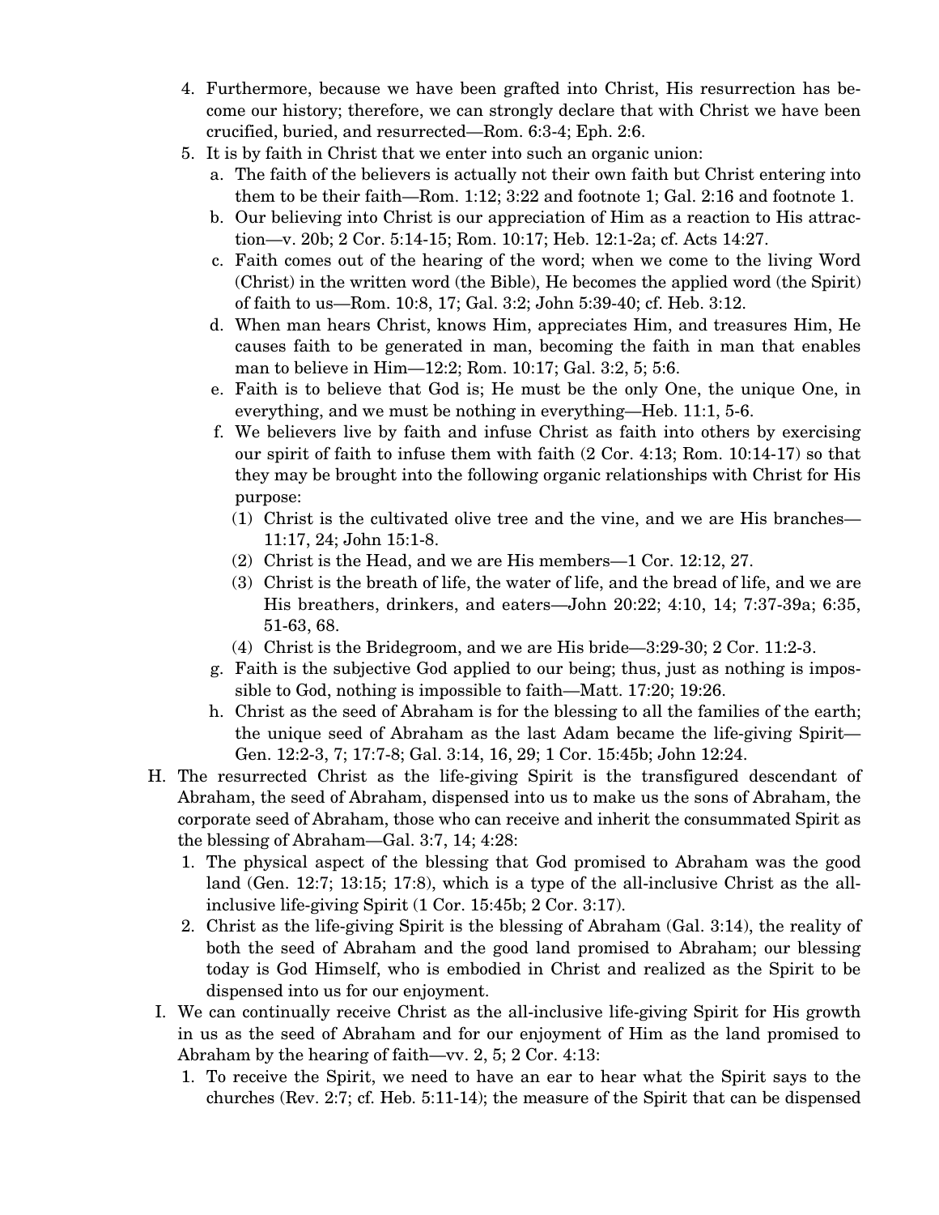4. Furthermore, because we have been grafted into Christ, His resurrection has become our history; therefore, we can strongly declare that with Christ we have been crucified, buried, and resurrected—Rom. 6:3-4; Eph. 2:6.
5. It is by faith in Christ that we enter into such an organic union:
   a. The faith of the believers is actually not their own faith but Christ entering into them to be their faith—Rom. 1:12; 3:22 and footnote 1; Gal. 2:16 and footnote 1.
   b. Our believing into Christ is our appreciation of Him as a reaction to His attraction—v. 20b; 2 Cor. 5:14-15; Rom. 10:17; Heb. 12:1-2a; cf. Acts 14:27.
   c. Faith comes out of the hearing of the word; when we come to the living Word (Christ) in the written word (the Bible), He becomes the applied word (the Spirit) of faith to us—Rom. 10:8, 17; Gal. 3:2; John 5:39-40; cf. Heb. 3:12.
   d. When man hears Christ, knows Him, appreciates Him, and treasures Him, He causes faith to be generated in man, becoming the faith in man that enables man to believe in Him—12:2; Rom. 10:17; Gal. 3:2, 5; 5:6.
   e. Faith is to believe that God is; He must be the only One, the unique One, in everything, and we must be nothing in everything—Heb. 11:1, 5-6.
   f. We believers live by faith and infuse Christ as faith into others by exercising our spirit of faith to infuse them with faith (2 Cor. 4:13; Rom. 10:14-17) so that they may be brought into the following organic relationships with Christ for His purpose:
      (1) Christ is the cultivated olive tree and the vine, and we are His branches—11:17, 24; John 15:1-8.
      (2) Christ is the Head, and we are His members—1 Cor. 12:12, 27.
      (3) Christ is the breath of life, the water of life, and the bread of life, and we are His breathers, drinkers, and eaters—John 20:22; 4:10, 14; 7:37-39a; 6:35, 51-63, 68.
      (4) Christ is the Bridegroom, and we are His bride—3:29-30; 2 Cor. 11:2-3.
   g. Faith is the subjective God applied to our being; thus, just as nothing is impossible to God, nothing is impossible to faith—Matt. 17:20; 19:26.
   h. Christ as the seed of Abraham is for the blessing to all the families of the earth; the unique seed of Abraham as the last Adam became the life-giving Spirit—Gen. 12:2-3, 7; 17:7-8; Gal. 3:14, 16, 29; 1 Cor. 15:45b; John 12:24.

H. The resurrected Christ as the life-giving Spirit is the transfigured descendant of Abraham, the seed of Abraham, dispensed into us to make us the sons of Abraham, the corporate seed of Abraham, those who can receive and inherit the consummated Spirit as the blessing of Abraham—Gal. 3:7, 14; 4:28:
   1. The physical aspect of the blessing that God promised to Abraham was the good land (Gen. 12:7; 13:15; 17:8), which is a type of the all-inclusive Christ as the all-inclusive life-giving Spirit (1 Cor. 15:45b; 2 Cor. 3:17).
   2. Christ as the life-giving Spirit is the blessing of Abraham (Gal. 3:14), the reality of both the seed of Abraham and the good land promised to Abraham; our blessing today is God Himself, who is embodied in Christ and realized as the Spirit to be dispensed into us for our enjoyment.

I. We can continually receive Christ as the all-inclusive life-giving Spirit for His growth in us as the seed of Abraham and for our enjoyment of Him as the land promised to Abraham by the hearing of faith—vv. 2, 5; 2 Cor. 4:13:
   1. To receive the Spirit, we need to have an ear to hear what the Spirit says to the churches (Rev. 2:7; cf. Heb. 5:11-14); the measure of the Spirit that can be dispensed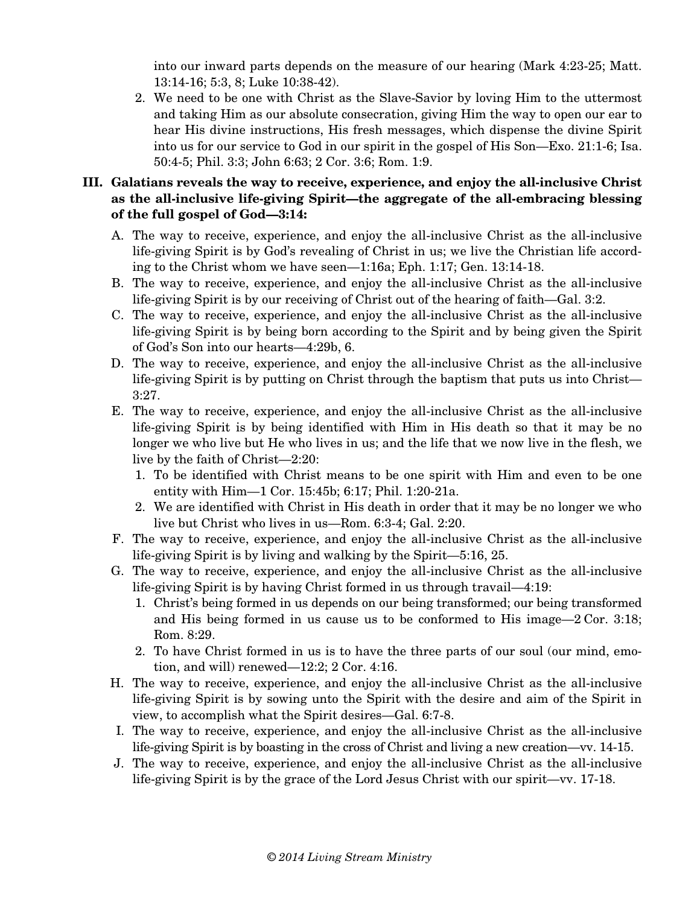into our inward parts depends on the measure of our hearing (Mark 4:23-25; Matt. 13:14-16; 5:3, 8; Luke 10:38-42).

2. We need to be one with Christ as the Slave-Savior by loving Him to the uttermost and taking Him as our absolute consecration, giving Him the way to open our ear to hear His divine instructions, His fresh messages, which dispense the divine Spirit into us for our service to God in our spirit in the gospel of His Son—Exo. 21:1-6; Isa. 50:4-5; Phil. 3:3; John 6:63; 2 Cor. 3:6; Rom. 1:9.

**III. Galatians reveals the way to receive, experience, and enjoy the all-inclusive Christ as the all-inclusive life-giving Spirit—the aggregate of the all-embracing blessing of the full gospel of God—3:14:**

A. The way to receive, experience, and enjoy the all-inclusive Christ as the all-inclusive life-giving Spirit is by God's revealing of Christ in us; we live the Christian life according to the Christ whom we have seen—1:16a; Eph. 1:17; Gen. 13:14-18.

B. The way to receive, experience, and enjoy the all-inclusive Christ as the all-inclusive life-giving Spirit is by our receiving of Christ out of the hearing of faith—Gal. 3:2.

C. The way to receive, experience, and enjoy the all-inclusive Christ as the all-inclusive life-giving Spirit is by being born according to the Spirit and by being given the Spirit of God's Son into our hearts—4:29b, 6.

D. The way to receive, experience, and enjoy the all-inclusive Christ as the all-inclusive life-giving Spirit is by putting on Christ through the baptism that puts us into Christ—3:27.

E. The way to receive, experience, and enjoy the all-inclusive Christ as the all-inclusive life-giving Spirit is by being identified with Him in His death so that it may be no longer we who live but He who lives in us; and the life that we now live in the flesh, we live by the faith of Christ—2:20:

1. To be identified with Christ means to be one spirit with Him and even to be one entity with Him—1 Cor. 15:45b; 6:17; Phil. 1:20-21a.
2. We are identified with Christ in His death in order that it may be no longer we who live but Christ who lives in us—Rom. 6:3-4; Gal. 2:20.

F. The way to receive, experience, and enjoy the all-inclusive Christ as the all-inclusive life-giving Spirit is by living and walking by the Spirit—5:16, 25.

G. The way to receive, experience, and enjoy the all-inclusive Christ as the all-inclusive life-giving Spirit is by having Christ formed in us through travail—4:19:

1. Christ's being formed in us depends on our being transformed; our being transformed and His being formed in us cause us to be conformed to His image—2 Cor. 3:18; Rom. 8:29.
2. To have Christ formed in us is to have the three parts of our soul (our mind, emotion, and will) renewed—12:2; 2 Cor. 4:16.

H. The way to receive, experience, and enjoy the all-inclusive Christ as the all-inclusive life-giving Spirit is by sowing unto the Spirit with the desire and aim of the Spirit in view, to accomplish what the Spirit desires—Gal. 6:7-8.

I. The way to receive, experience, and enjoy the all-inclusive Christ as the all-inclusive life-giving Spirit is by boasting in the cross of Christ and living a new creation—vv. 14-15.

J. The way to receive, experience, and enjoy the all-inclusive Christ as the all-inclusive life-giving Spirit is by the grace of the Lord Jesus Christ with our spirit—vv. 17-18.

*© 2014 Living Stream Ministry*